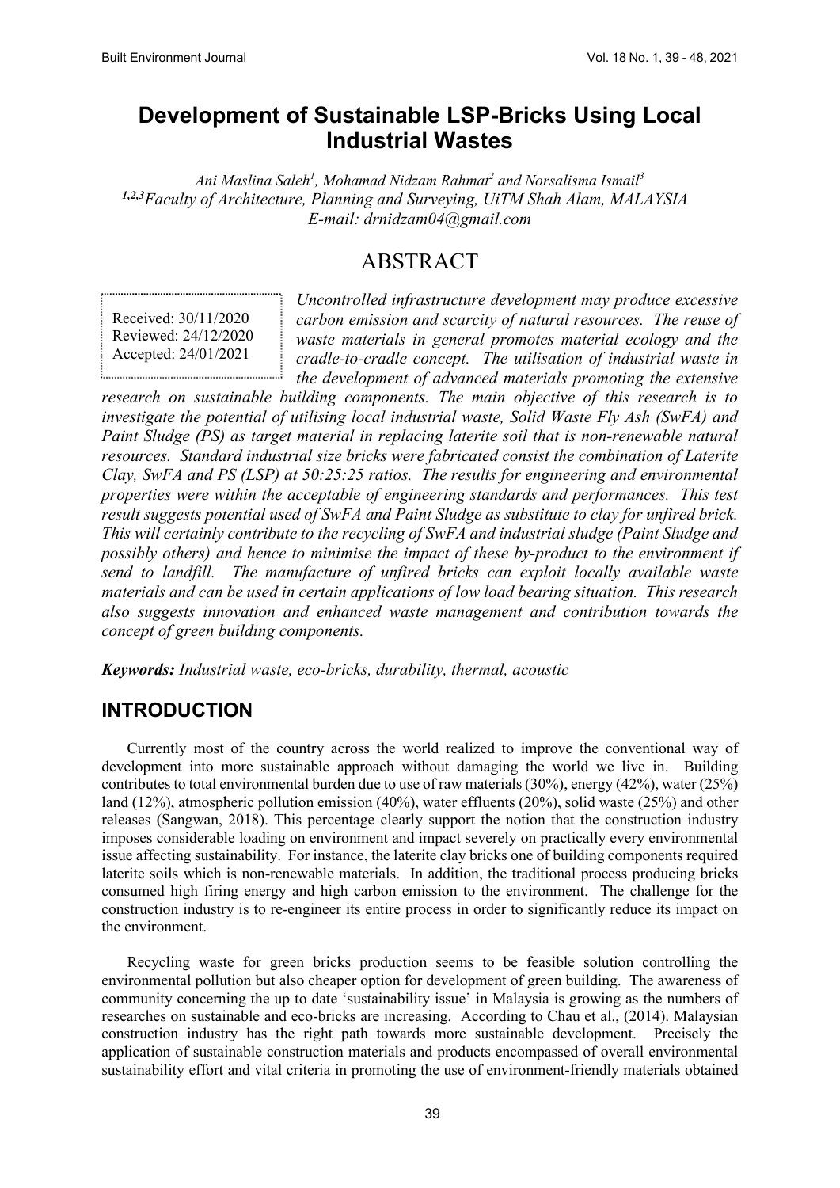# Development of Sustainable LSP-Bricks Using Local Industrial Wastes

*Ani Maslina Saleh[1], Mohamad Nidzam Rahmat[2] and Norsalisma Ismail[3]*
*[1,2,3]Faculty of Architecture, Planning and Surveying, UiTM Shah Alam, MALAYSIA*
*E-mail: drnidzam04@gmail.com*

## ABSTRACT

Received: 30/11/2020
Reviewed: 24/12/2020
Accepted: 24/01/2021

*Uncontrolled infrastructure development may produce excessive carbon emission and scarcity of natural resources. The reuse of waste materials in general promotes material ecology and the cradle-to-cradle concept. The utilisation of industrial waste in the development of advanced materials promoting the extensive research on sustainable building components. The main objective of this research is to investigate the potential of utilising local industrial waste, Solid Waste Fly Ash (SwFA) and Paint Sludge (PS) as target material in replacing laterite soil that is non-renewable natural resources. Standard industrial size bricks were fabricated consist the combination of Laterite Clay, SwFA and PS (LSP) at 50:25:25 ratios. The results for engineering and environmental properties were within the acceptable of engineering standards and performances. This test result suggests potential used of SwFA and Paint Sludge as substitute to clay for unfired brick. This will certainly contribute to the recycling of SwFA and industrial sludge (Paint Sludge and possibly others) and hence to minimise the impact of these by-product to the environment if send to landfill. The manufacture of unfired bricks can exploit locally available waste materials and can be used in certain applications of low load bearing situation. This research also suggests innovation and enhanced waste management and contribution towards the concept of green building components.*

***Keywords:*** *Industrial waste, eco-bricks, durability, thermal, acoustic*

## INTRODUCTION

Currently most of the country across the world realized to improve the conventional way of development into more sustainable approach without damaging the world we live in. Building contributes to total environmental burden due to use of raw materials (30%), energy (42%), water (25%) land (12%), atmospheric pollution emission (40%), water effluents (20%), solid waste (25%) and other releases (Sangwan, 2018). This percentage clearly support the notion that the construction industry imposes considerable loading on environment and impact severely on practically every environmental issue affecting sustainability. For instance, the laterite clay bricks one of building components required laterite soils which is non-renewable materials. In addition, the traditional process producing bricks consumed high firing energy and high carbon emission to the environment. The challenge for the construction industry is to re-engineer its entire process in order to significantly reduce its impact on the environment.

Recycling waste for green bricks production seems to be feasible solution controlling the environmental pollution but also cheaper option for development of green building. The awareness of community concerning the up to date 'sustainability issue' in Malaysia is growing as the numbers of researches on sustainable and eco-bricks are increasing. According to Chau et al., (2014). Malaysian construction industry has the right path towards more sustainable development. Precisely the application of sustainable construction materials and products encompassed of overall environmental sustainability effort and vital criteria in promoting the use of environment-friendly materials obtained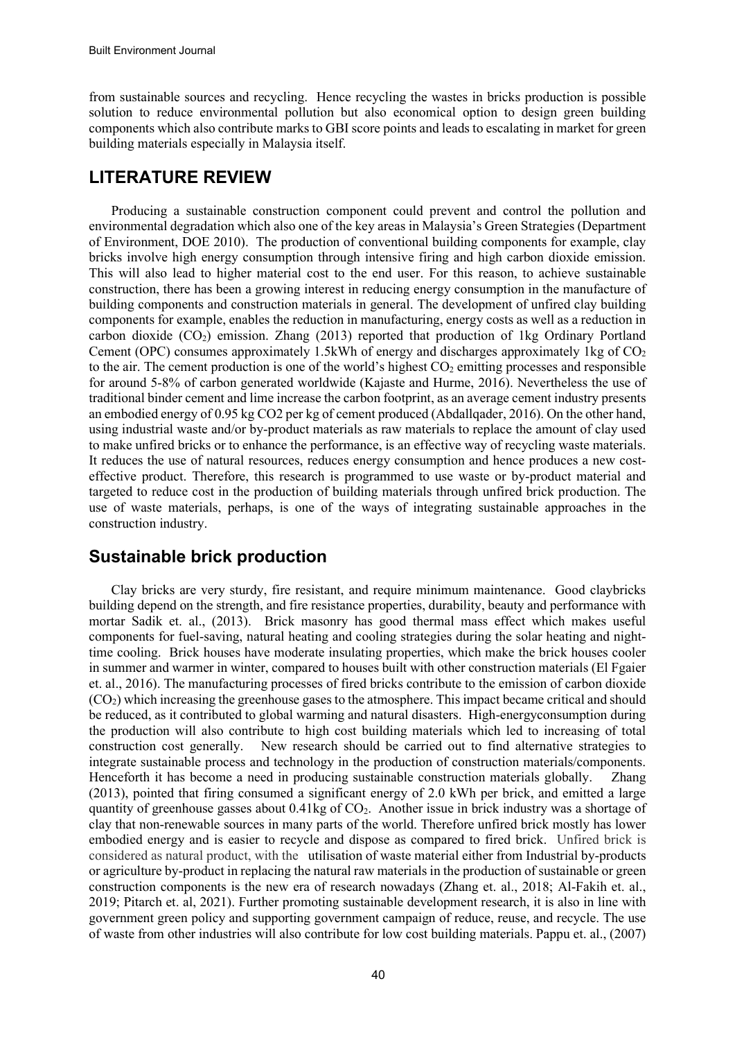from sustainable sources and recycling. Hence recycling the wastes in bricks production is possible solution to reduce environmental pollution but also economical option to design green building components which also contribute marks to GBI score points and leads to escalating in market for green building materials especially in Malaysia itself.

## LITERATURE REVIEW

Producing a sustainable construction component could prevent and control the pollution and environmental degradation which also one of the key areas in Malaysia's Green Strategies (Department of Environment, DOE 2010). The production of conventional building components for example, clay bricks involve high energy consumption through intensive firing and high carbon dioxide emission. This will also lead to higher material cost to the end user. For this reason, to achieve sustainable construction, there has been a growing interest in reducing energy consumption in the manufacture of building components and construction materials in general. The development of unfired clay building components for example, enables the reduction in manufacturing, energy costs as well as a reduction in carbon dioxide ($CO_2$) emission. Zhang (2013) reported that production of 1kg Ordinary Portland Cement (OPC) consumes approximately 1.5kWh of energy and discharges approximately 1kg of $CO_2$ to the air. The cement production is one of the world's highest $CO_2$ emitting processes and responsible for around 5-8% of carbon generated worldwide (Kajaste and Hurme, 2016). Nevertheless the use of traditional binder cement and lime increase the carbon footprint, as an average cement industry presents an embodied energy of 0.95 kg CO2 per kg of cement produced (Abdallqader, 2016). On the other hand, using industrial waste and/or by-product materials as raw materials to replace the amount of clay used to make unfired bricks or to enhance the performance, is an effective way of recycling waste materials. It reduces the use of natural resources, reduces energy consumption and hence produces a new cost-effective product. Therefore, this research is programmed to use waste or by-product material and targeted to reduce cost in the production of building materials through unfired brick production. The use of waste materials, perhaps, is one of the ways of integrating sustainable approaches in the construction industry.

## Sustainable brick production

Clay bricks are very sturdy, fire resistant, and require minimum maintenance. Good claybricks building depend on the strength, and fire resistance properties, durability, beauty and performance with mortar Sadik et. al., (2013). Brick masonry has good thermal mass effect which makes useful components for fuel-saving, natural heating and cooling strategies during the solar heating and night-time cooling. Brick houses have moderate insulating properties, which make the brick houses cooler in summer and warmer in winter, compared to houses built with other construction materials (El Fgaier et. al., 2016). The manufacturing processes of fired bricks contribute to the emission of carbon dioxide ($CO_2$) which increasing the greenhouse gases to the atmosphere. This impact became critical and should be reduced, as it contributed to global warming and natural disasters. High-energyconsumption during the production will also contribute to high cost building materials which led to increasing of total construction cost generally. New research should be carried out to find alternative strategies to integrate sustainable process and technology in the production of construction materials/components. Henceforth it has become a need in producing sustainable construction materials globally. Zhang (2013), pointed that firing consumed a significant energy of 2.0 kWh per brick, and emitted a large quantity of greenhouse gasses about 0.41kg of $CO_2$. Another issue in brick industry was a shortage of clay that non-renewable sources in many parts of the world. Therefore unfired brick mostly has lower embodied energy and is easier to recycle and dispose as compared to fired brick. Unfired brick is considered as natural product, with the utilisation of waste material either from Industrial by-products or agriculture by-product in replacing the natural raw materials in the production of sustainable or green construction components is the new era of research nowadays (Zhang et. al., 2018; Al-Fakih et. al., 2019; Pitarch et. al, 2021). Further promoting sustainable development research, it is also in line with government green policy and supporting government campaign of reduce, reuse, and recycle. The use of waste from other industries will also contribute for low cost building materials. Pappu et. al., (2007)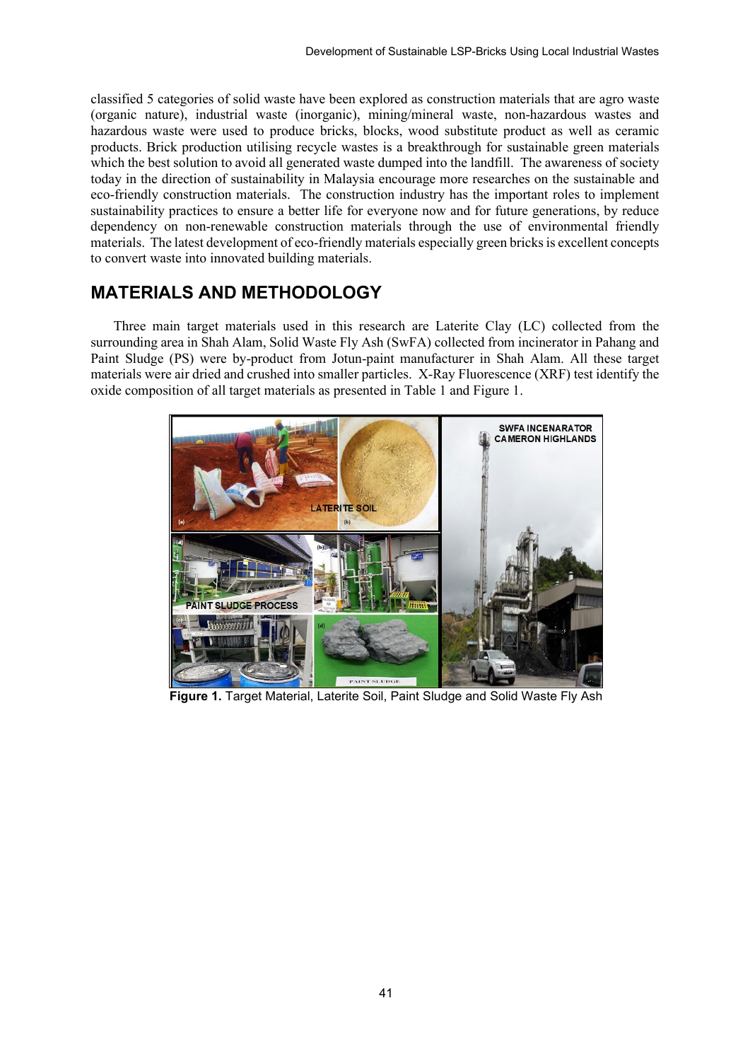classified 5 categories of solid waste have been explored as construction materials that are agro waste (organic nature), industrial waste (inorganic), mining/mineral waste, non-hazardous wastes and hazardous waste were used to produce bricks, blocks, wood substitute product as well as ceramic products. Brick production utilising recycle wastes is a breakthrough for sustainable green materials which the best solution to avoid all generated waste dumped into the landfill. The awareness of society today in the direction of sustainability in Malaysia encourage more researches on the sustainable and eco-friendly construction materials. The construction industry has the important roles to implement sustainability practices to ensure a better life for everyone now and for future generations, by reduce dependency on non-renewable construction materials through the use of environmental friendly materials. The latest development of eco-friendly materials especially green bricks is excellent concepts to convert waste into innovated building materials.

## MATERIALS AND METHODOLOGY

Three main target materials used in this research are Laterite Clay (LC) collected from the surrounding area in Shah Alam, Solid Waste Fly Ash (SwFA) collected from incinerator in Pahang and Paint Sludge (PS) were by-product from Jotun-paint manufacturer in Shah Alam. All these target materials were air dried and crushed into smaller particles. X-Ray Fluorescence (XRF) test identify the oxide composition of all target materials as presented in Table 1 and Figure 1.

**Figure 1.** Target Material, Laterite Soil, Paint Sludge and Solid Waste Fly Ash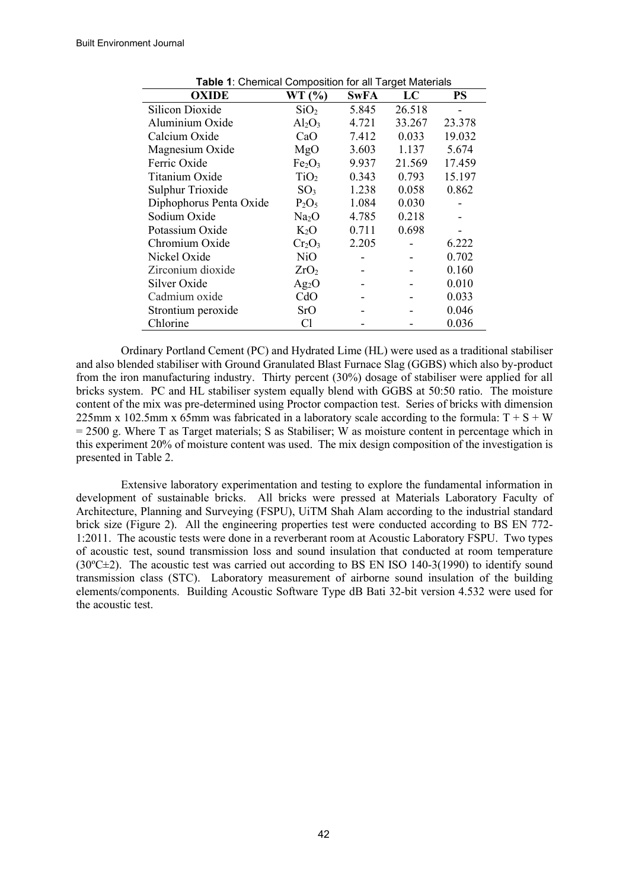**Table 1**: Chemical Composition for all Target Materials

| OXIDE | WT (%) | SwFA | LC | PS |
|---|---|---|---|---|
| Silicon Dioxide | $SiO_2$ | 5.845 | 26.518 | - |
| Aluminium Oxide | $Al_2O_3$ | 4.721 | 33.267 | 23.378 |
| Calcium Oxide | CaO | 7.412 | 0.033 | 19.032 |
| Magnesium Oxide | MgO | 3.603 | 1.137 | 5.674 |
| Ferric Oxide | $Fe_2O_3$ | 9.937 | 21.569 | 17.459 |
| Titanium Oxide | $TiO_2$ | 0.343 | 0.793 | 15.197 |
| Sulphur Trioxide | $SO_3$ | 1.238 | 0.058 | 0.862 |
| Diphophorus Penta Oxide | $P_2O_5$ | 1.084 | 0.030 | - |
| Sodium Oxide | $Na_2O$ | 4.785 | 0.218 | - |
| Potassium Oxide | $K_2O$ | 0.711 | 0.698 | - |
| Chromium Oxide | $Cr_2O_3$ | 2.205 | - | 6.222 |
| Nickel Oxide | NiO | - | - | 0.702 |
| Zirconium dioxide | $ZrO_2$ | - | - | 0.160 |
| Silver Oxide | $Ag_2O$ | - | - | 0.010 |
| Cadmium oxide | CdO | - | - | 0.033 |
| Strontium peroxide | SrO | - | - | 0.046 |
| Chlorine | Cl | - | - | 0.036 |

Ordinary Portland Cement (PC) and Hydrated Lime (HL) were used as a traditional stabiliser and also blended stabiliser with Ground Granulated Blast Furnace Slag (GGBS) which also by-product from the iron manufacturing industry. Thirty percent (30%) dosage of stabiliser were applied for all bricks system. PC and HL stabiliser system equally blend with GGBS at 50:50 ratio. The moisture content of the mix was pre-determined using Proctor compaction test. Series of bricks with dimension 225mm x 102.5mm x 65mm was fabricated in a laboratory scale according to the formula: $T + S + W = 2500$ g. Where T as Target materials; S as Stabiliser; W as moisture content in percentage which in this experiment 20% of moisture content was used. The mix design composition of the investigation is presented in Table 2.

Extensive laboratory experimentation and testing to explore the fundamental information in development of sustainable bricks. All bricks were pressed at Materials Laboratory Faculty of Architecture, Planning and Surveying (FSPU), UiTM Shah Alam according to the industrial standard brick size (Figure 2). All the engineering properties test were conducted according to BS EN 772-1:2011. The acoustic tests were done in a reverberant room at Acoustic Laboratory FSPU. Two types of acoustic test, sound transmission loss and sound insulation that conducted at room temperature (30ºC±2). The acoustic test was carried out according to BS EN ISO 140-3(1990) to identify sound transmission class (STC). Laboratory measurement of airborne sound insulation of the building elements/components. Building Acoustic Software Type dB Bati 32-bit version 4.532 were used for the acoustic test.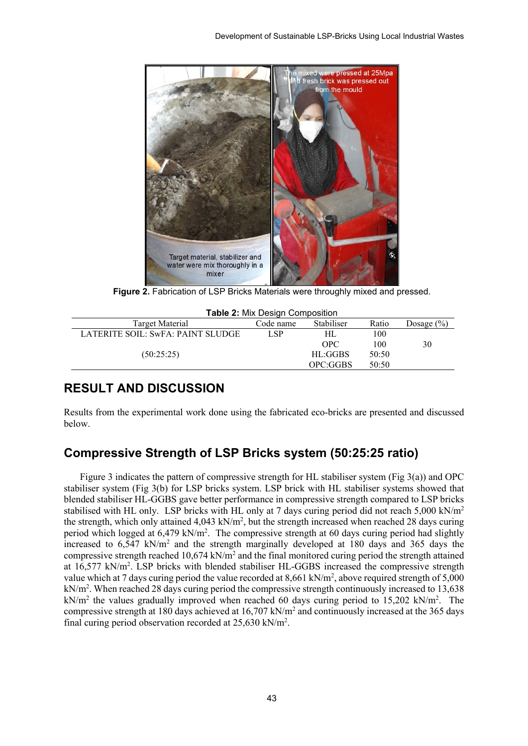**Figure 2.** Fabrication of LSP Bricks Materials were throughly mixed and pressed.

**Table 2:** Mix Design Composition

| Target Material | Code name | Stabiliser | Ratio | Dosage (%) |
|---|---|---|---|---|
| LATERITE SOIL: SwFA: PAINT SLUDGE | LSP | HL | 100 | |
| | | OPC | 100 | 30 |
| (50:25:25) | | HL:GGBS | 50:50 | |
| | | OPC:GGBS | 50:50 | |

## RESULT AND DISCUSSION

Results from the experimental work done using the fabricated eco-bricks are presented and discussed below.

## Compressive Strength of LSP Bricks system (50:25:25 ratio)

Figure 3 indicates the pattern of compressive strength for HL stabiliser system (Fig 3(a)) and OPC stabiliser system (Fig 3(b) for LSP bricks system. LSP brick with HL stabiliser systems showed that blended stabiliser HL-GGBS gave better performance in compressive strength compared to LSP bricks stabilised with HL only. LSP bricks with HL only at 7 days curing period did not reach 5,000 kN/m$^2$ the strength, which only attained 4,043 kN/m$^2$, but the strength increased when reached 28 days curing period which logged at 6,479 kN/m$^2$. The compressive strength at 60 days curing period had slightly increased to 6,547 kN/m$^2$ and the strength marginally developed at 180 days and 365 days the compressive strength reached 10,674 kN/m$^2$ and the final monitored curing period the strength attained at 16,577 kN/m$^2$. LSP bricks with blended stabiliser HL-GGBS increased the compressive strength value which at 7 days curing period the value recorded at 8,661 kN/m$^2$, above required strength of 5,000 kN/m$^2$. When reached 28 days curing period the compressive strength continuously increased to 13,638 kN/m$^2$ the values gradually improved when reached 60 days curing period to 15,202 kN/m$^2$. The compressive strength at 180 days achieved at 16,707 kN/m$^2$ and continuously increased at the 365 days final curing period observation recorded at 25,630 kN/m$^2$.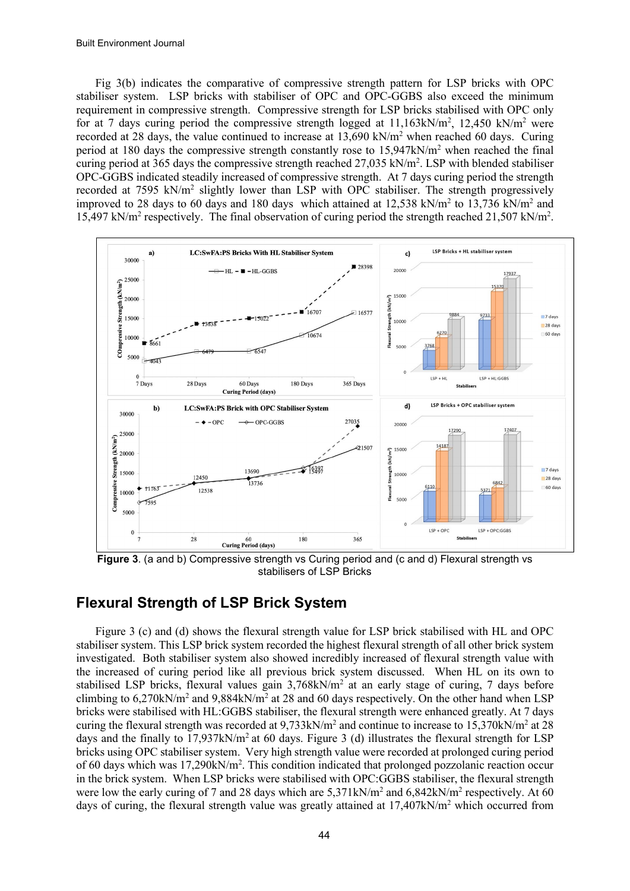Fig 3(b) indicates the comparative of compressive strength pattern for LSP bricks with OPC stabiliser system. LSP bricks with stabiliser of OPC and OPC-GGBS also exceed the minimum requirement in compressive strength. Compressive strength for LSP bricks stabilised with OPC only for at 7 days curing period the compressive strength logged at 11,163kN/m$^2$, 12,450 kN/m$^2$ were recorded at 28 days, the value continued to increase at 13,690 kN/m$^2$ when reached 60 days. Curing period at 180 days the compressive strength constantly rose to 15,947kN/m$^2$ when reached the final curing period at 365 days the compressive strength reached 27,035 kN/m$^2$. LSP with blended stabiliser OPC-GGBS indicated steadily increased of compressive strength. At 7 days curing period the strength recorded at 7595 kN/m$^2$ slightly lower than LSP with OPC stabiliser. The strength progressively improved to 28 days to 60 days and 180 days which attained at 12,538 kN/m$^2$ to 13,736 kN/m$^2$ and 15,497 kN/m$^2$ respectively. The final observation of curing period the strength reached 21,507 kN/m$^2$.

**Figure 3**. (a and b) Compressive strength vs Curing period and (c and d) Flexural strength vs stabilisers of LSP Bricks

## Flexural Strength of LSP Brick System

Figure 3 (c) and (d) shows the flexural strength value for LSP brick stabilised with HL and OPC stabiliser system. This LSP brick system recorded the highest flexural strength of all other brick system investigated. Both stabiliser system also showed incredibly increased of flexural strength value with the increased of curing period like all previous brick system discussed. When HL on its own to stabilised LSP bricks, flexural values gain 3,768kN/m$^2$ at an early stage of curing, 7 days before climbing to 6,270kN/m$^2$ and 9,884kN/m$^2$ at 28 and 60 days respectively. On the other hand when LSP bricks were stabilised with HL:GGBS stabiliser, the flexural strength were enhanced greatly. At 7 days curing the flexural strength was recorded at 9,733kN/m$^2$ and continue to increase to 15,370kN/m$^2$ at 28 days and the finally to 17,937kN/m$^2$ at 60 days. Figure 3 (d) illustrates the flexural strength for LSP bricks using OPC stabiliser system. Very high strength value were recorded at prolonged curing period of 60 days which was 17,290kN/m$^2$. This condition indicated that prolonged pozzolanic reaction occur in the brick system. When LSP bricks were stabilised with OPC:GGBS stabiliser, the flexural strength were low the early curing of 7 and 28 days which are 5,371kN/m$^2$ and 6,842kN/m$^2$ respectively. At 60 days of curing, the flexural strength value was greatly attained at 17,407kN/m$^2$ which occurred from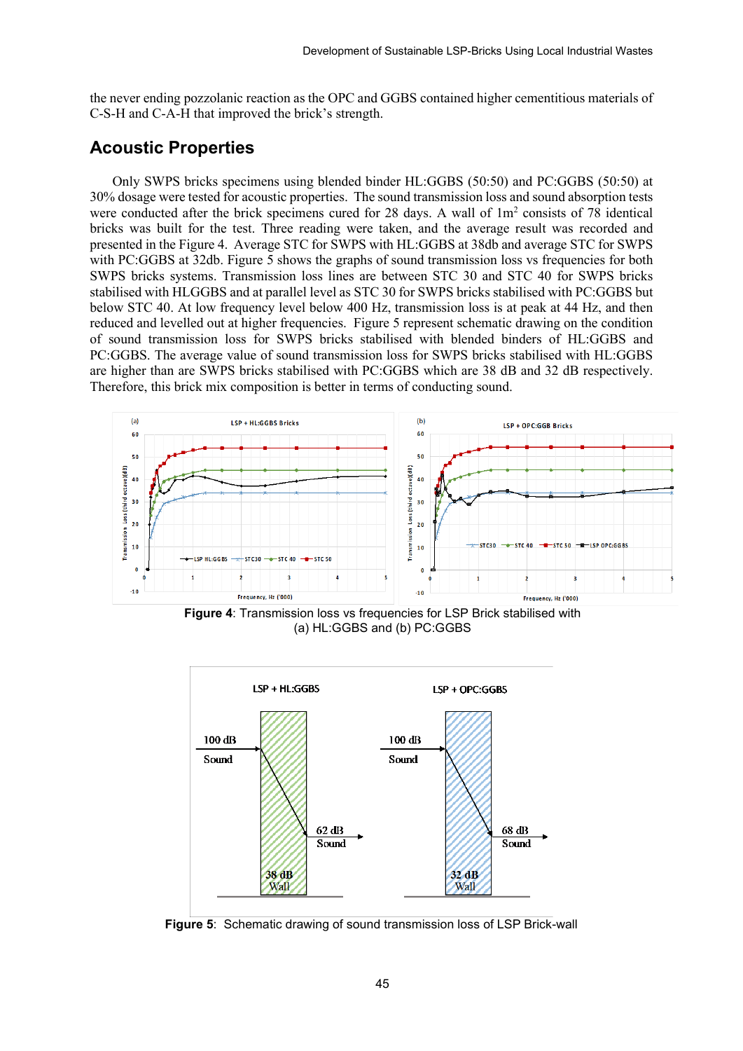the never ending pozzolanic reaction as the OPC and GGBS contained higher cementitious materials of C-S-H and C-A-H that improved the brick's strength.

## Acoustic Properties

Only SWPS bricks specimens using blended binder HL:GGBS (50:50) and PC:GGBS (50:50) at 30% dosage were tested for acoustic properties. The sound transmission loss and sound absorption tests were conducted after the brick specimens cured for 28 days. A wall of 1m$^2$ consists of 78 identical bricks was built for the test. Three reading were taken, and the average result was recorded and presented in the Figure 4. Average STC for SWPS with HL:GGBS at 38db and average STC for SWPS with PC:GGBS at 32db. Figure 5 shows the graphs of sound transmission loss vs frequencies for both SWPS bricks systems. Transmission loss lines are between STC 30 and STC 40 for SWPS bricks stabilised with HLGGBS and at parallel level as STC 30 for SWPS bricks stabilised with PC:GGBS but below STC 40. At low frequency level below 400 Hz, transmission loss is at peak at 44 Hz, and then reduced and levelled out at higher frequencies. Figure 5 represent schematic drawing on the condition of sound transmission loss for SWPS bricks stabilised with blended binders of HL:GGBS and PC:GGBS. The average value of sound transmission loss for SWPS bricks stabilised with HL:GGBS are higher than are SWPS bricks stabilised with PC:GGBS which are 38 dB and 32 dB respectively. Therefore, this brick mix composition is better in terms of conducting sound.

**Figure 4**: Transmission loss vs frequencies for LSP Brick stabilised with (a) HL:GGBS and (b) PC:GGBS

**Figure 5**: Schematic drawing of sound transmission loss of LSP Brick-wall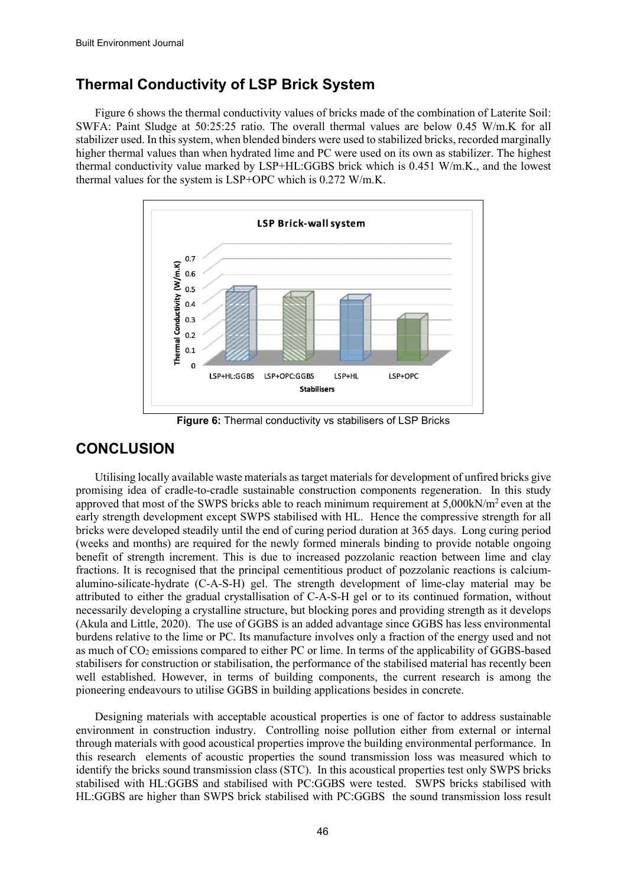## Thermal Conductivity of LSP Brick System

Figure 6 shows the thermal conductivity values of bricks made of the combination of Laterite Soil: SWFA: Paint Sludge at 50:25:25 ratio. The overall thermal values are below 0.45 W/m.K for all stabilizer used. In this system, when blended binders were used to stabilized bricks, recorded marginally higher thermal values than when hydrated lime and PC were used on its own as stabilizer. The highest thermal conductivity value marked by LSP+HL:GGBS brick which is 0.451 W/m.K., and the lowest thermal values for the system is LSP+OPC which is 0.272 W/m.K.

**Figure 6:** Thermal conductivity vs stabilisers of LSP Bricks

## CONCLUSION

Utilising locally available waste materials as target materials for development of unfired bricks give promising idea of cradle-to-cradle sustainable construction components regeneration. In this study approved that most of the SWPS bricks able to reach minimum requirement at 5,000kN/m$^2$ even at the early strength development except SWPS stabilised with HL. Hence the compressive strength for all bricks were developed steadily until the end of curing period duration at 365 days. Long curing period (weeks and months) are required for the newly formed minerals binding to provide notable ongoing benefit of strength increment. This is due to increased pozzolanic reaction between lime and clay fractions. It is recognised that the principal cementitious product of pozzolanic reactions is calcium-alumino-silicate-hydrate (C-A-S-H) gel. The strength development of lime-clay material may be attributed to either the gradual crystallisation of C-A-S-H gel or to its continued formation, without necessarily developing a crystalline structure, but blocking pores and providing strength as it develops (Akula and Little, 2020). The use of GGBS is an added advantage since GGBS has less environmental burdens relative to the lime or PC. Its manufacture involves only a fraction of the energy used and not as much of $CO_2$ emissions compared to either PC or lime. In terms of the applicability of GGBS-based stabilisers for construction or stabilisation, the performance of the stabilised material has recently been well established. However, in terms of building components, the current research is among the pioneering endeavours to utilise GGBS in building applications besides in concrete.

Designing materials with acceptable acoustical properties is one of factor to address sustainable environment in construction industry. Controlling noise pollution either from external or internal through materials with good acoustical properties improve the building environmental performance. In this research elements of acoustic properties the sound transmission loss was measured which to identify the bricks sound transmission class (STC). In this acoustical properties test only SWPS bricks stabilised with HL:GGBS and stabilised with PC:GGBS were tested. SWPS bricks stabilised with HL:GGBS are higher than SWPS brick stabilised with PC:GGBS the sound transmission loss result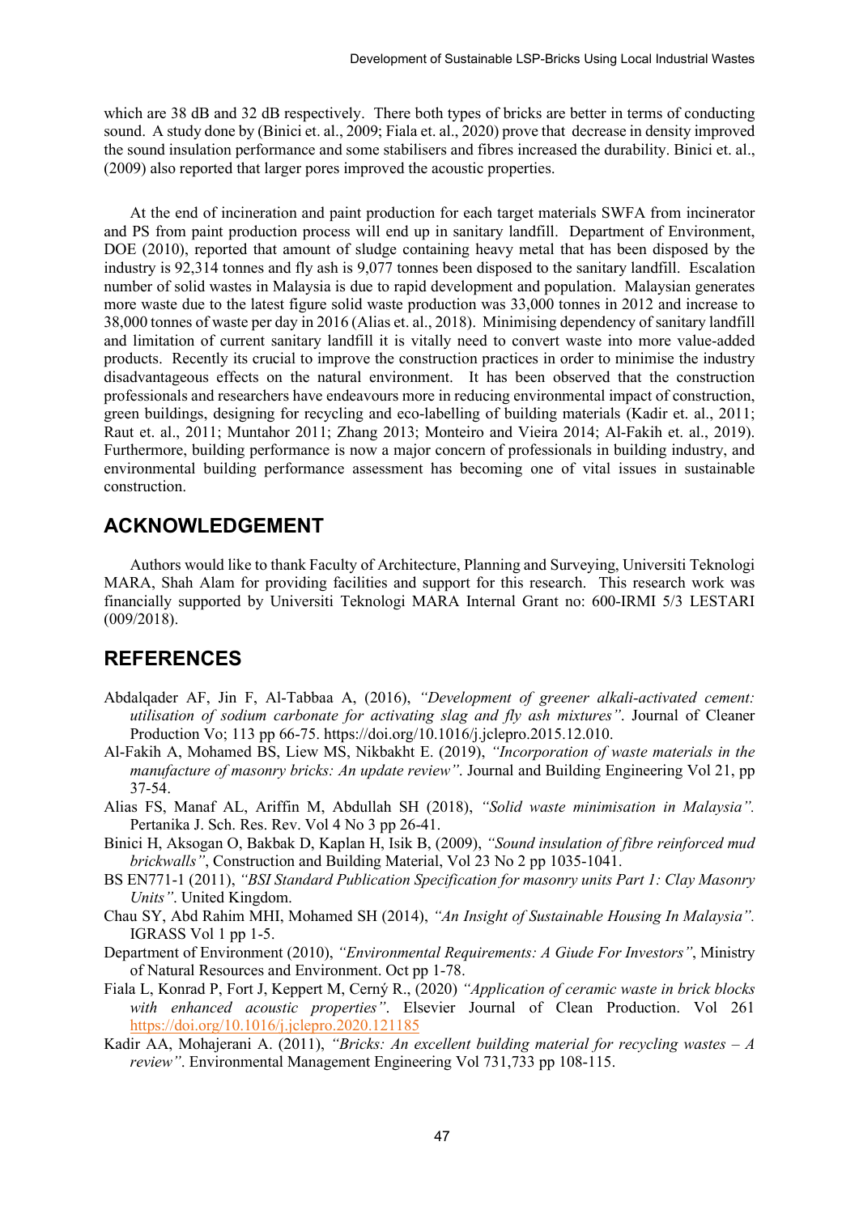which are 38 dB and 32 dB respectively. There both types of bricks are better in terms of conducting sound. A study done by (Binici et. al., 2009; Fiala et. al., 2020) prove that decrease in density improved the sound insulation performance and some stabilisers and fibres increased the durability. Binici et. al., (2009) also reported that larger pores improved the acoustic properties.

At the end of incineration and paint production for each target materials SWFA from incinerator and PS from paint production process will end up in sanitary landfill. Department of Environment, DOE (2010), reported that amount of sludge containing heavy metal that has been disposed by the industry is 92,314 tonnes and fly ash is 9,077 tonnes been disposed to the sanitary landfill. Escalation number of solid wastes in Malaysia is due to rapid development and population. Malaysian generates more waste due to the latest figure solid waste production was 33,000 tonnes in 2012 and increase to 38,000 tonnes of waste per day in 2016 (Alias et. al., 2018). Minimising dependency of sanitary landfill and limitation of current sanitary landfill it is vitally need to convert waste into more value-added products. Recently its crucial to improve the construction practices in order to minimise the industry disadvantageous effects on the natural environment. It has been observed that the construction professionals and researchers have endeavours more in reducing environmental impact of construction, green buildings, designing for recycling and eco-labelling of building materials (Kadir et. al., 2011; Raut et. al., 2011; Muntahor 2011; Zhang 2013; Monteiro and Vieira 2014; Al-Fakih et. al., 2019). Furthermore, building performance is now a major concern of professionals in building industry, and environmental building performance assessment has becoming one of vital issues in sustainable construction.

## ACKNOWLEDGEMENT

Authors would like to thank Faculty of Architecture, Planning and Surveying, Universiti Teknologi MARA, Shah Alam for providing facilities and support for this research. This research work was financially supported by Universiti Teknologi MARA Internal Grant no: 600-IRMI 5/3 LESTARI (009/2018).

## REFERENCES

Abdalqader AF, Jin F, Al-Tabbaa A, (2016), *"Development of greener alkali-activated cement: utilisation of sodium carbonate for activating slag and fly ash mixtures"*. Journal of Cleaner Production Vo; 113 pp 66-75. https://doi.org/10.1016/j.jclepro.2015.12.010.

Al-Fakih A, Mohamed BS, Liew MS, Nikbakht E. (2019), *"Incorporation of waste materials in the manufacture of masonry bricks: An update review"*. Journal and Building Engineering Vol 21, pp 37-54.

Alias FS, Manaf AL, Ariffin M, Abdullah SH (2018), *"Solid waste minimisation in Malaysia".* Pertanika J. Sch. Res. Rev. Vol 4 No 3 pp 26-41.

Binici H, Aksogan O, Bakbak D, Kaplan H, Isik B, (2009), *"Sound insulation of fibre reinforced mud brickwalls"*, Construction and Building Material, Vol 23 No 2 pp 1035-1041.

BS EN771-1 (2011), *"BSI Standard Publication Specification for masonry units Part 1: Clay Masonry Units"*. United Kingdom.

Chau SY, Abd Rahim MHI, Mohamed SH (2014), *"An Insight of Sustainable Housing In Malaysia".* IGRASS Vol 1 pp 1-5.

Department of Environment (2010), *"Environmental Requirements: A Giude For Investors"*, Ministry of Natural Resources and Environment. Oct pp 1-78.

Fiala L, Konrad P, Fort J, Keppert M, Cerný R., (2020) *"Application of ceramic waste in brick blocks with enhanced acoustic properties"*. Elsevier Journal of Clean Production. Vol 261 https://doi.org/10.1016/j.jclepro.2020.121185

Kadir AA, Mohajerani A. (2011), *"Bricks: An excellent building material for recycling wastes – A review"*. Environmental Management Engineering Vol 731,733 pp 108-115.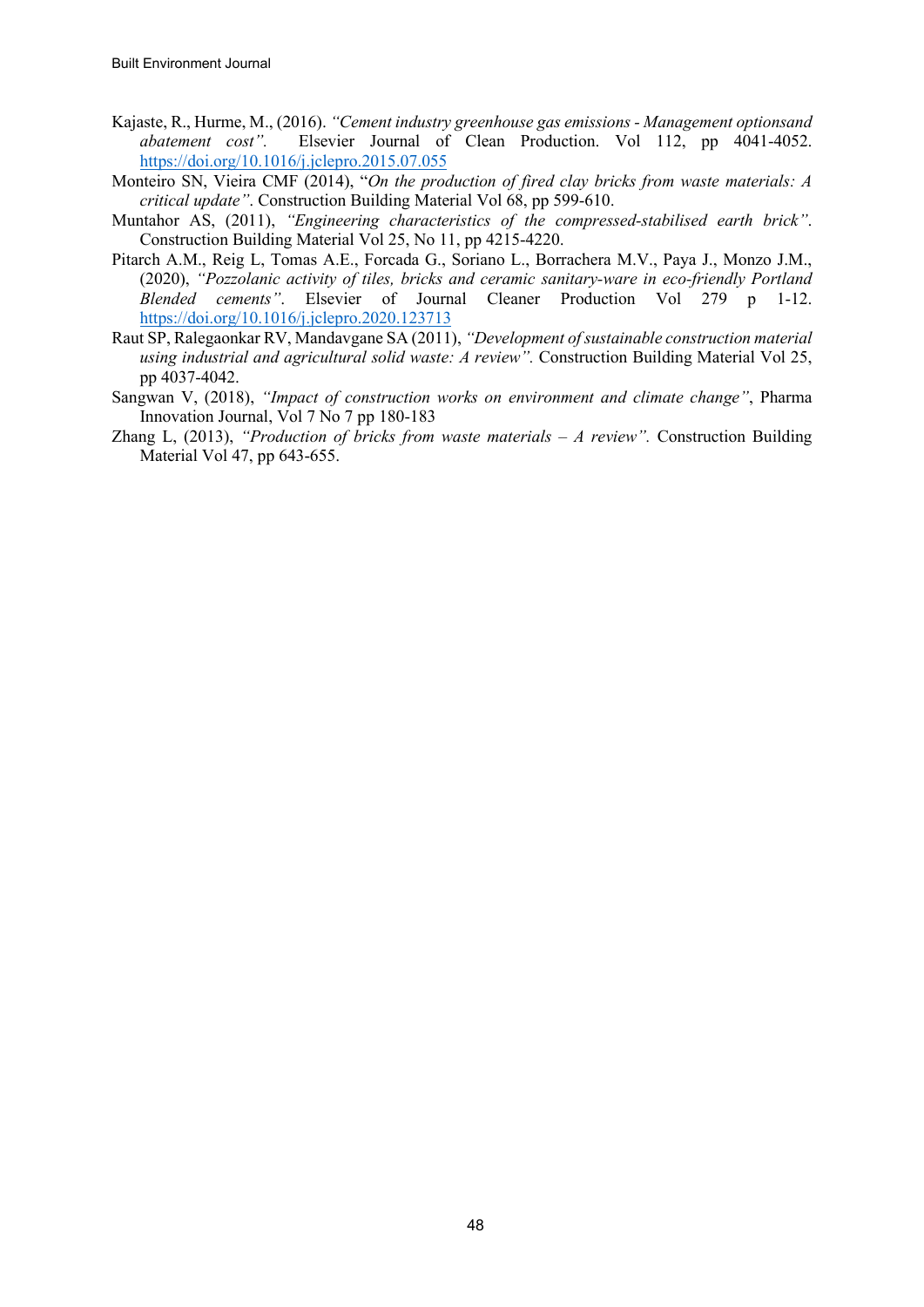Kajaste, R., Hurme, M., (2016). *"Cement industry greenhouse gas emissions - Management optionsand abatement cost".* Elsevier Journal of Clean Production. Vol 112, pp 4041-4052. https://doi.org/10.1016/j.jclepro.2015.07.055

Monteiro SN, Vieira CMF (2014), "*On the production of fired clay bricks from waste materials: A critical update"*. Construction Building Material Vol 68, pp 599-610.

Muntahor AS, (2011), *"Engineering characteristics of the compressed-stabilised earth brick"*. Construction Building Material Vol 25, No 11, pp 4215-4220.

Pitarch A.M., Reig L, Tomas A.E., Forcada G., Soriano L., Borrachera M.V., Paya J., Monzo J.M., (2020), *"Pozzolanic activity of tiles, bricks and ceramic sanitary-ware in eco-friendly Portland Blended cements"*. Elsevier of Journal Cleaner Production Vol 279 p 1-12. https://doi.org/10.1016/j.jclepro.2020.123713

Raut SP, Ralegaonkar RV, Mandavgane SA (2011), *"Development of sustainable construction material using industrial and agricultural solid waste: A review".* Construction Building Material Vol 25, pp 4037-4042.

Sangwan V, (2018), *"Impact of construction works on environment and climate change"*, Pharma Innovation Journal, Vol 7 No 7 pp 180-183

Zhang L, (2013), *"Production of bricks from waste materials – A review".* Construction Building Material Vol 47, pp 643-655.